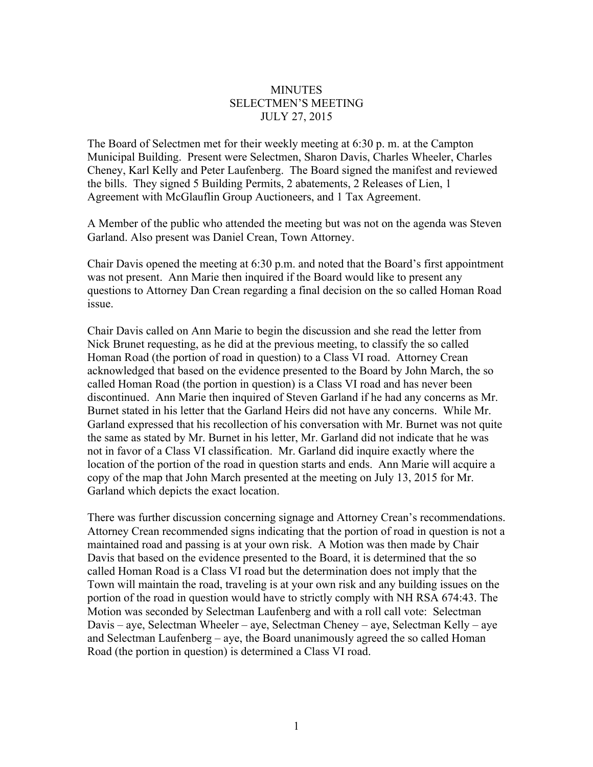# MINUTES
## SELECTMEN'S MEETING
## JULY 27, 2015

The Board of Selectmen met for their weekly meeting at 6:30 p. m. at the Campton Municipal Building. Present were Selectmen, Sharon Davis, Charles Wheeler, Charles Cheney, Karl Kelly and Peter Laufenberg. The Board signed the manifest and reviewed the bills. They signed 5 Building Permits, 2 abatements, 2 Releases of Lien, 1 Agreement with McGlauflin Group Auctioneers, and 1 Tax Agreement.

A Member of the public who attended the meeting but was not on the agenda was Steven Garland. Also present was Daniel Crean, Town Attorney.

Chair Davis opened the meeting at 6:30 p.m. and noted that the Board's first appointment was not present. Ann Marie then inquired if the Board would like to present any questions to Attorney Dan Crean regarding a final decision on the so called Homan Road issue.

Chair Davis called on Ann Marie to begin the discussion and she read the letter from Nick Brunet requesting, as he did at the previous meeting, to classify the so called Homan Road (the portion of road in question) to a Class VI road. Attorney Crean acknowledged that based on the evidence presented to the Board by John March, the so called Homan Road (the portion in question) is a Class VI road and has never been discontinued. Ann Marie then inquired of Steven Garland if he had any concerns as Mr. Burnet stated in his letter that the Garland Heirs did not have any concerns. While Mr. Garland expressed that his recollection of his conversation with Mr. Burnet was not quite the same as stated by Mr. Burnet in his letter, Mr. Garland did not indicate that he was not in favor of a Class VI classification. Mr. Garland did inquire exactly where the location of the portion of the road in question starts and ends. Ann Marie will acquire a copy of the map that John March presented at the meeting on July 13, 2015 for Mr. Garland which depicts the exact location.

There was further discussion concerning signage and Attorney Crean's recommendations. Attorney Crean recommended signs indicating that the portion of road in question is not a maintained road and passing is at your own risk. A Motion was then made by Chair Davis that based on the evidence presented to the Board, it is determined that the so called Homan Road is a Class VI road but the determination does not imply that the Town will maintain the road, traveling is at your own risk and any building issues on the portion of the road in question would have to strictly comply with NH RSA 674:43. The Motion was seconded by Selectman Laufenberg and with a roll call vote: Selectman Davis – aye, Selectman Wheeler – aye, Selectman Cheney – aye, Selectman Kelly – aye and Selectman Laufenberg – aye, the Board unanimously agreed the so called Homan Road (the portion in question) is determined a Class VI road.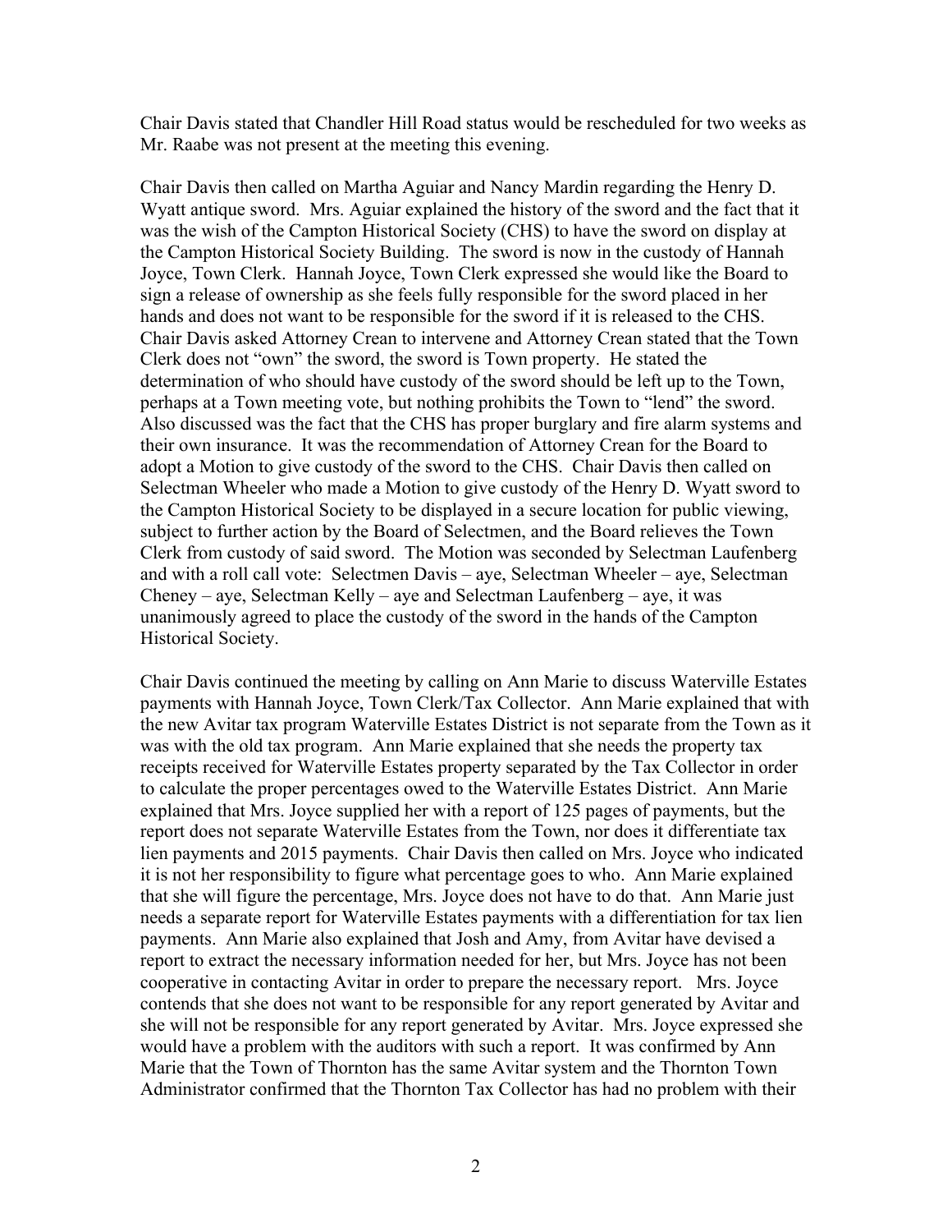Chair Davis stated that Chandler Hill Road status would be rescheduled for two weeks as Mr. Raabe was not present at the meeting this evening.

Chair Davis then called on Martha Aguiar and Nancy Mardin regarding the Henry D. Wyatt antique sword. Mrs. Aguiar explained the history of the sword and the fact that it was the wish of the Campton Historical Society (CHS) to have the sword on display at the Campton Historical Society Building. The sword is now in the custody of Hannah Joyce, Town Clerk. Hannah Joyce, Town Clerk expressed she would like the Board to sign a release of ownership as she feels fully responsible for the sword placed in her hands and does not want to be responsible for the sword if it is released to the CHS. Chair Davis asked Attorney Crean to intervene and Attorney Crean stated that the Town Clerk does not "own" the sword, the sword is Town property. He stated the determination of who should have custody of the sword should be left up to the Town, perhaps at a Town meeting vote, but nothing prohibits the Town to "lend" the sword. Also discussed was the fact that the CHS has proper burglary and fire alarm systems and their own insurance. It was the recommendation of Attorney Crean for the Board to adopt a Motion to give custody of the sword to the CHS. Chair Davis then called on Selectman Wheeler who made a Motion to give custody of the Henry D. Wyatt sword to the Campton Historical Society to be displayed in a secure location for public viewing, subject to further action by the Board of Selectmen, and the Board relieves the Town Clerk from custody of said sword. The Motion was seconded by Selectman Laufenberg and with a roll call vote: Selectmen Davis – aye, Selectman Wheeler – aye, Selectman Cheney – aye, Selectman Kelly – aye and Selectman Laufenberg – aye, it was unanimously agreed to place the custody of the sword in the hands of the Campton Historical Society.

Chair Davis continued the meeting by calling on Ann Marie to discuss Waterville Estates payments with Hannah Joyce, Town Clerk/Tax Collector. Ann Marie explained that with the new Avitar tax program Waterville Estates District is not separate from the Town as it was with the old tax program. Ann Marie explained that she needs the property tax receipts received for Waterville Estates property separated by the Tax Collector in order to calculate the proper percentages owed to the Waterville Estates District. Ann Marie explained that Mrs. Joyce supplied her with a report of 125 pages of payments, but the report does not separate Waterville Estates from the Town, nor does it differentiate tax lien payments and 2015 payments. Chair Davis then called on Mrs. Joyce who indicated it is not her responsibility to figure what percentage goes to who. Ann Marie explained that she will figure the percentage, Mrs. Joyce does not have to do that. Ann Marie just needs a separate report for Waterville Estates payments with a differentiation for tax lien payments. Ann Marie also explained that Josh and Amy, from Avitar have devised a report to extract the necessary information needed for her, but Mrs. Joyce has not been cooperative in contacting Avitar in order to prepare the necessary report. Mrs. Joyce contends that she does not want to be responsible for any report generated by Avitar and she will not be responsible for any report generated by Avitar. Mrs. Joyce expressed she would have a problem with the auditors with such a report. It was confirmed by Ann Marie that the Town of Thornton has the same Avitar system and the Thornton Town Administrator confirmed that the Thornton Tax Collector has had no problem with their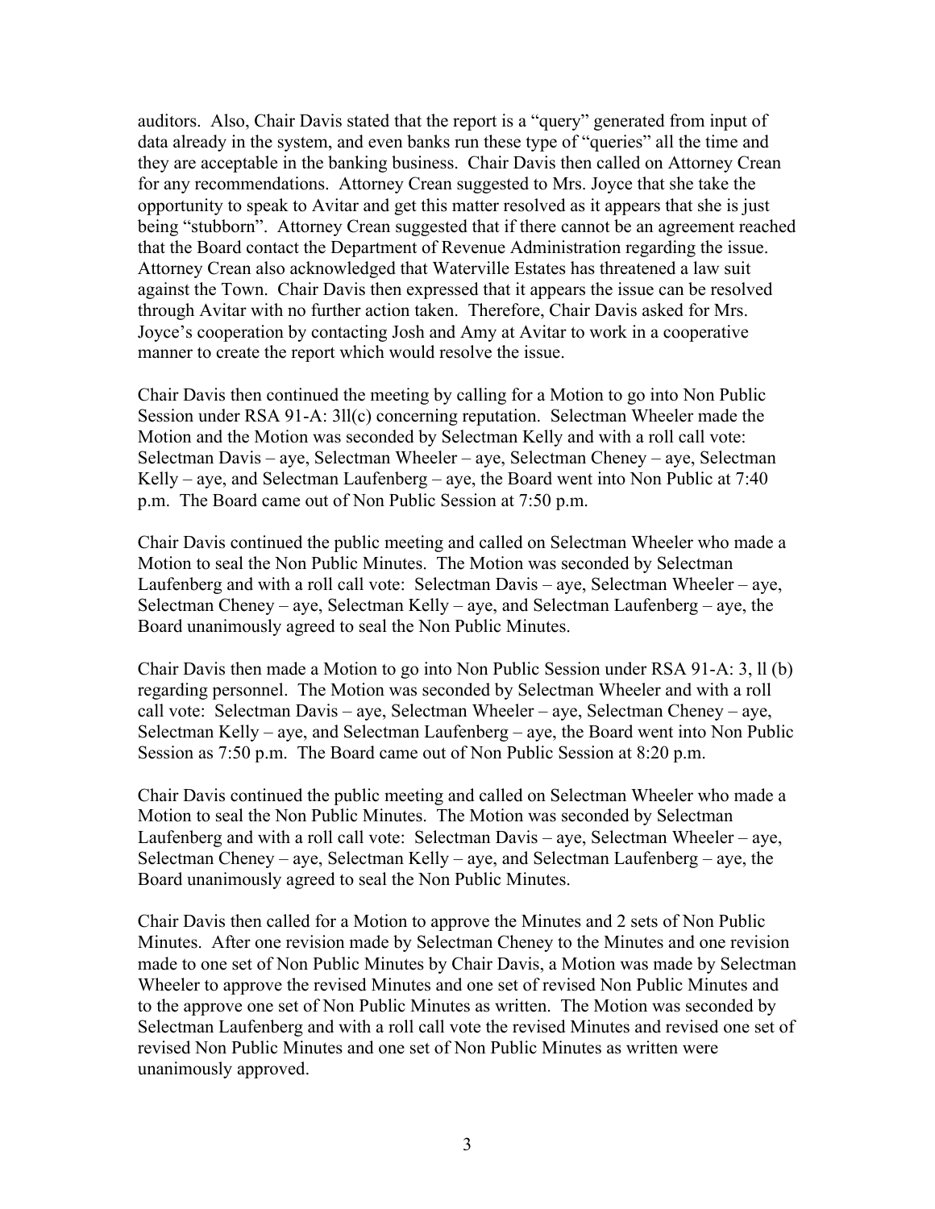auditors. Also, Chair Davis stated that the report is a "query" generated from input of data already in the system, and even banks run these type of "queries" all the time and they are acceptable in the banking business. Chair Davis then called on Attorney Crean for any recommendations. Attorney Crean suggested to Mrs. Joyce that she take the opportunity to speak to Avitar and get this matter resolved as it appears that she is just being "stubborn". Attorney Crean suggested that if there cannot be an agreement reached that the Board contact the Department of Revenue Administration regarding the issue. Attorney Crean also acknowledged that Waterville Estates has threatened a law suit against the Town. Chair Davis then expressed that it appears the issue can be resolved through Avitar with no further action taken. Therefore, Chair Davis asked for Mrs. Joyce's cooperation by contacting Josh and Amy at Avitar to work in a cooperative manner to create the report which would resolve the issue.

Chair Davis then continued the meeting by calling for a Motion to go into Non Public Session under RSA 91-A: 3ll(c) concerning reputation. Selectman Wheeler made the Motion and the Motion was seconded by Selectman Kelly and with a roll call vote: Selectman Davis – aye, Selectman Wheeler – aye, Selectman Cheney – aye, Selectman Kelly – aye, and Selectman Laufenberg – aye, the Board went into Non Public at 7:40 p.m. The Board came out of Non Public Session at 7:50 p.m.

Chair Davis continued the public meeting and called on Selectman Wheeler who made a Motion to seal the Non Public Minutes. The Motion was seconded by Selectman Laufenberg and with a roll call vote: Selectman Davis – aye, Selectman Wheeler – aye, Selectman Cheney – aye, Selectman Kelly – aye, and Selectman Laufenberg – aye, the Board unanimously agreed to seal the Non Public Minutes.

Chair Davis then made a Motion to go into Non Public Session under RSA 91-A: 3, ll (b) regarding personnel. The Motion was seconded by Selectman Wheeler and with a roll call vote: Selectman Davis – aye, Selectman Wheeler – aye, Selectman Cheney – aye, Selectman Kelly – aye, and Selectman Laufenberg – aye, the Board went into Non Public Session as 7:50 p.m. The Board came out of Non Public Session at 8:20 p.m.

Chair Davis continued the public meeting and called on Selectman Wheeler who made a Motion to seal the Non Public Minutes. The Motion was seconded by Selectman Laufenberg and with a roll call vote: Selectman Davis – aye, Selectman Wheeler – aye, Selectman Cheney – aye, Selectman Kelly – aye, and Selectman Laufenberg – aye, the Board unanimously agreed to seal the Non Public Minutes.

Chair Davis then called for a Motion to approve the Minutes and 2 sets of Non Public Minutes. After one revision made by Selectman Cheney to the Minutes and one revision made to one set of Non Public Minutes by Chair Davis, a Motion was made by Selectman Wheeler to approve the revised Minutes and one set of revised Non Public Minutes and to the approve one set of Non Public Minutes as written. The Motion was seconded by Selectman Laufenberg and with a roll call vote the revised Minutes and revised one set of revised Non Public Minutes and one set of Non Public Minutes as written were unanimously approved.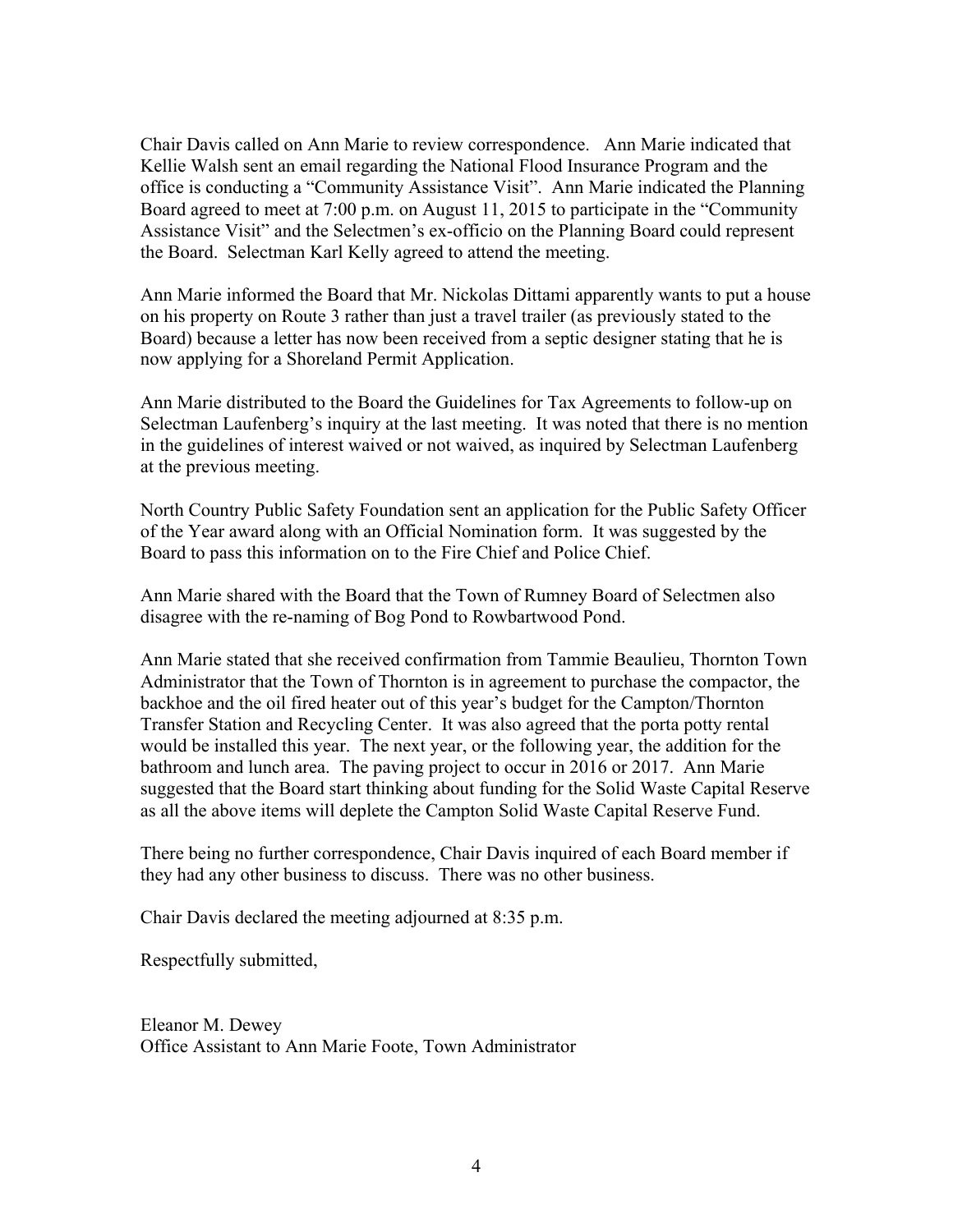Chair Davis called on Ann Marie to review correspondence. Ann Marie indicated that Kellie Walsh sent an email regarding the National Flood Insurance Program and the office is conducting a "Community Assistance Visit". Ann Marie indicated the Planning Board agreed to meet at 7:00 p.m. on August 11, 2015 to participate in the "Community Assistance Visit" and the Selectmen's ex-officio on the Planning Board could represent the Board. Selectman Karl Kelly agreed to attend the meeting.

Ann Marie informed the Board that Mr. Nickolas Dittami apparently wants to put a house on his property on Route 3 rather than just a travel trailer (as previously stated to the Board) because a letter has now been received from a septic designer stating that he is now applying for a Shoreland Permit Application.

Ann Marie distributed to the Board the Guidelines for Tax Agreements to follow-up on Selectman Laufenberg's inquiry at the last meeting. It was noted that there is no mention in the guidelines of interest waived or not waived, as inquired by Selectman Laufenberg at the previous meeting.

North Country Public Safety Foundation sent an application for the Public Safety Officer of the Year award along with an Official Nomination form. It was suggested by the Board to pass this information on to the Fire Chief and Police Chief.

Ann Marie shared with the Board that the Town of Rumney Board of Selectmen also disagree with the re-naming of Bog Pond to Rowbartwood Pond.

Ann Marie stated that she received confirmation from Tammie Beaulieu, Thornton Town Administrator that the Town of Thornton is in agreement to purchase the compactor, the backhoe and the oil fired heater out of this year's budget for the Campton/Thornton Transfer Station and Recycling Center. It was also agreed that the porta potty rental would be installed this year. The next year, or the following year, the addition for the bathroom and lunch area. The paving project to occur in 2016 or 2017. Ann Marie suggested that the Board start thinking about funding for the Solid Waste Capital Reserve as all the above items will deplete the Campton Solid Waste Capital Reserve Fund.

There being no further correspondence, Chair Davis inquired of each Board member if they had any other business to discuss. There was no other business.

Chair Davis declared the meeting adjourned at 8:35 p.m.

Respectfully submitted,

Eleanor M. Dewey
Office Assistant to Ann Marie Foote, Town Administrator